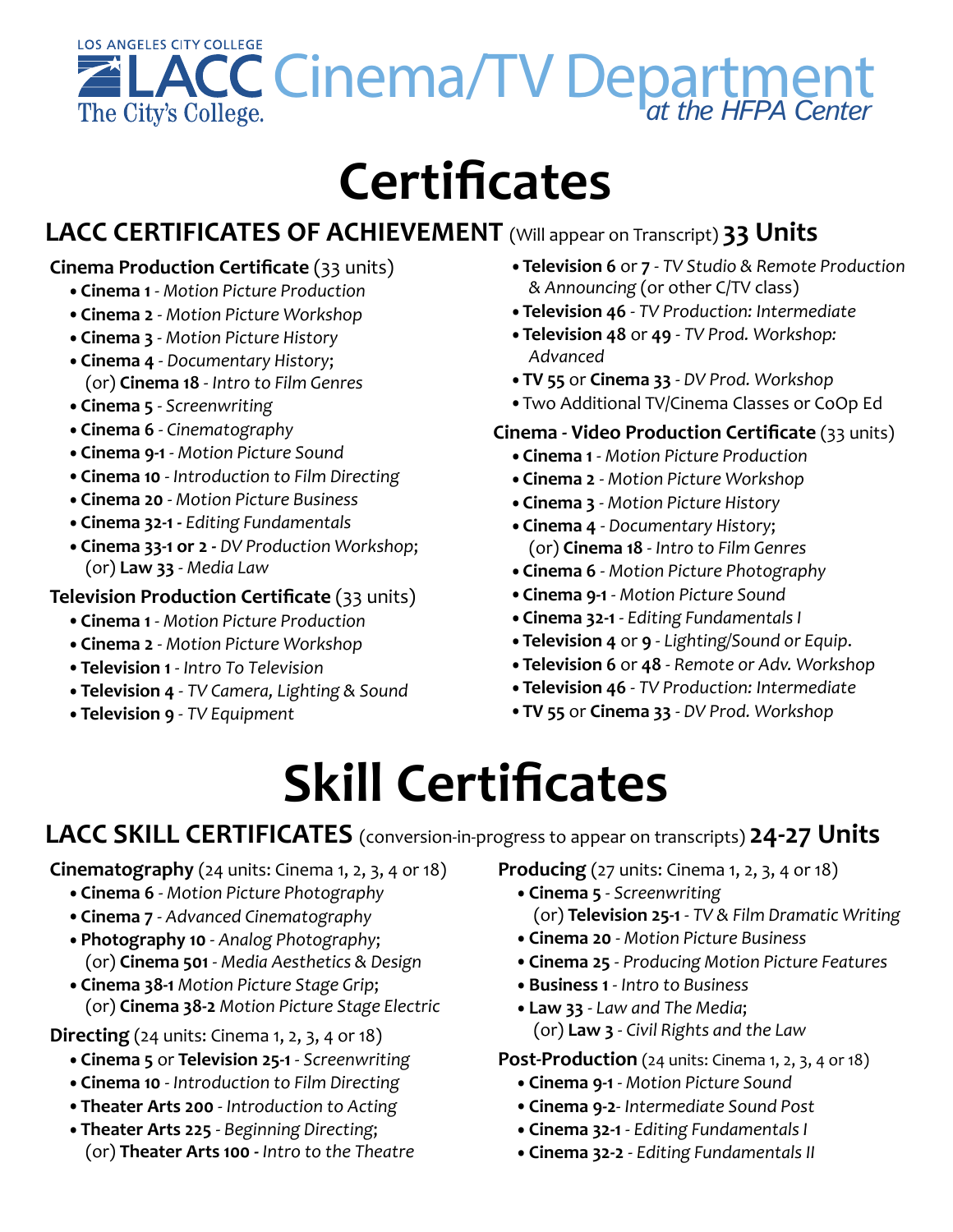LOS ANGELES CITY COLLEGE
LACC The City's College.

# Cinema/TV Department *at the HFPA Center*

# Certificates

## LACC CERTIFICATES OF ACHIEVEMENT (Will appear on Transcript) 33 Units

**Cinema Production Certificate** (33 units)

- **Cinema 1** - *Motion Picture Production*
- **Cinema 2** - *Motion Picture Workshop*
- **Cinema 3** - *Motion Picture History*
- **Cinema 4** - *Documentary History*; (or) **Cinema 18** - *Intro to Film Genres*
- **Cinema 5** - *Screenwriting*
- **Cinema 6** - *Cinematography*
- **Cinema 9-1** - *Motion Picture Sound*
- **Cinema 10** - *Introduction to Film Directing*
- **Cinema 20** - *Motion Picture Business*
- **Cinema 32-1** - *Editing Fundamentals*
- **Cinema 33-1 or 2** - *DV Production Workshop*; (or) **Law 33** - *Media Law*

**Television Production Certificate** (33 units)

- **Cinema 1** - *Motion Picture Production*
- **Cinema 2** - *Motion Picture Workshop*
- **Television 1** - *Intro To Television*
- **Television 4** - *TV Camera, Lighting & Sound*
- **Television 9** - *TV Equipment*
- **Television 6** or **7** - *TV Studio & Remote Production & Announcing* (or other C/TV class)
- **Television 46** - *TV Production: Intermediate*
- **Television 48** or **49** - *TV Prod. Workshop: Advanced*
- **TV 55** or **Cinema 33** - *DV Prod. Workshop*
- Two Additional TV/Cinema Classes or CoOp Ed

**Cinema - Video Production Certificate** (33 units)

- **Cinema 1** - *Motion Picture Production*
- **Cinema 2** - *Motion Picture Workshop*
- **Cinema 3** - *Motion Picture History*
- **Cinema 4** - *Documentary History*; (or) **Cinema 18** - *Intro to Film Genres*
- **Cinema 6** - *Motion Picture Photography*
- **Cinema 9-1** - *Motion Picture Sound*
- **Cinema 32-1** - *Editing Fundamentals I*
- **Television 4** or **9** - *Lighting/Sound or Equip.*
- **Television 6** or **48** - *Remote or Adv. Workshop*
- **Television 46** - *TV Production: Intermediate*
- **TV 55** or **Cinema 33** - *DV Prod. Workshop*

# Skill Certificates

## LACC SKILL CERTIFICATES (conversion-in-progress to appear on transcripts) 24-27 Units

**Cinematography** (24 units: Cinema 1, 2, 3, 4 or 18)

- **Cinema 6** - *Motion Picture Photography*
- **Cinema 7** - *Advanced Cinematography*
- **Photography 10** - *Analog Photography*; (or) **Cinema 501** - *Media Aesthetics & Design*
- **Cinema 38-1** *Motion Picture Stage Grip*; (or) **Cinema 38-2** *Motion Picture Stage Electric*

**Directing** (24 units: Cinema 1, 2, 3, 4 or 18)

- **Cinema 5** or **Television 25-1** - *Screenwriting*
- **Cinema 10** - *Introduction to Film Directing*
- **Theater Arts 200** - *Introduction to Acting*
- **Theater Arts 225** - *Beginning Directing*; (or) **Theater Arts 100** - *Intro to the Theatre*

**Producing** (27 units: Cinema 1, 2, 3, 4 or 18)

- **Cinema 5** - *Screenwriting* (or) **Television 25-1** - *TV & Film Dramatic Writing*
- **Cinema 20** - *Motion Picture Business*
- **Cinema 25** - *Producing Motion Picture Features*
- **Business 1** - *Intro to Business*
- **Law 33** - *Law and The Media*; (or) **Law 3** - *Civil Rights and the Law*

**Post-Production** (24 units: Cinema 1, 2, 3, 4 or 18)

- **Cinema 9-1** - *Motion Picture Sound*
- **Cinema 9-2**- *Intermediate Sound Post*
- **Cinema 32-1** - *Editing Fundamentals I*
- **Cinema 32-2** - *Editing Fundamentals II*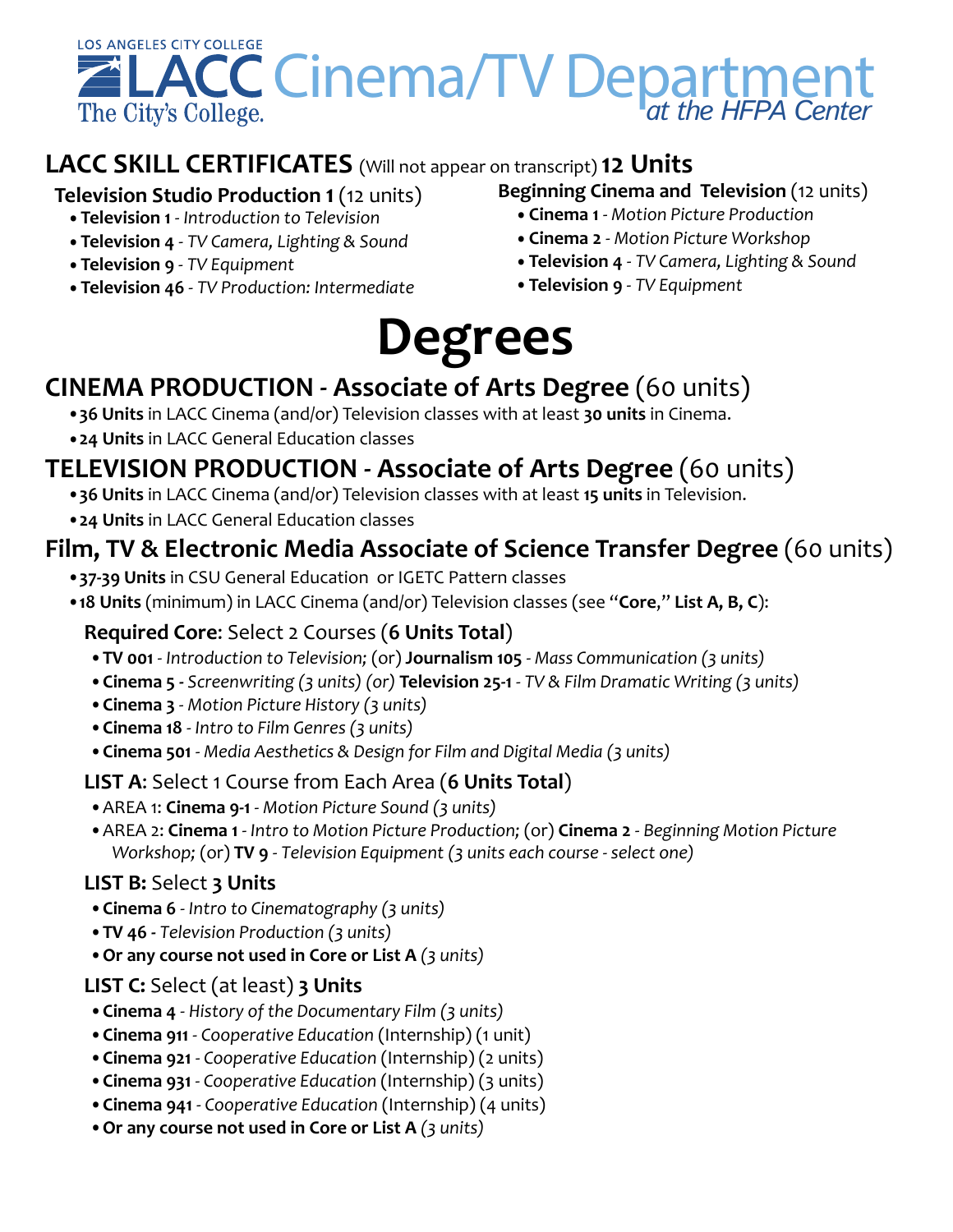# LOS ANGELES CITY COLLEGE LACC The City's College. Cinema/TV Department *at the HFPA Center*

## LACC SKILL CERTIFICATES (Will not appear on transcript) 12 Units

**Television Studio Production 1** (12 units)

- **Television 1** - *Introduction to Television*
- **Television 4** - *TV Camera, Lighting & Sound*
- **Television 9** - *TV Equipment*
- **Television 46** - *TV Production: Intermediate*

**Beginning Cinema and Television** (12 units)

- **Cinema 1** - *Motion Picture Production*
- **Cinema 2** - *Motion Picture Workshop*
- **Television 4** - *TV Camera, Lighting & Sound*
- **Television 9** - *TV Equipment*

# Degrees

## CINEMA PRODUCTION - Associate of Arts Degree (60 units)

- **36 Units** in LACC Cinema (and/or) Television classes with at least **30 units** in Cinema.
- **24 Units** in LACC General Education classes

## TELEVISION PRODUCTION - Associate of Arts Degree (60 units)

- **36 Units** in LACC Cinema (and/or) Television classes with at least **15 units** in Television.
- **24 Units** in LACC General Education classes

## Film, TV & Electronic Media Associate of Science Transfer Degree (60 units)

- **37-39 Units** in CSU General Education or IGETC Pattern classes
- **18 Units** (minimum) in LACC Cinema (and/or) Television classes (see "**Core**," **List A, B, C**):

### Required Core: Select 2 Courses (6 Units Total)

- **TV 001** - *Introduction to Television;* (or) **Journalism 105** - *Mass Communication (3 units)*
- **Cinema 5** - *Screenwriting (3 units) (or)* **Television 25-1** - *TV & Film Dramatic Writing (3 units)*
- **Cinema 3** - *Motion Picture History (3 units)*
- **Cinema 18** - *Intro to Film Genres (3 units)*
- **Cinema 501** - *Media Aesthetics & Design for Film and Digital Media (3 units)*

### LIST A: Select 1 Course from Each Area (6 Units Total)

- AREA 1: **Cinema 9-1** - *Motion Picture Sound (3 units)*
- AREA 2: **Cinema 1** - *Intro to Motion Picture Production;* (or) **Cinema 2** - *Beginning Motion Picture Workshop;* (or) **TV 9** - *Television Equipment (3 units each course - select one)*

### LIST B: Select 3 Units

- **Cinema 6** - *Intro to Cinematography (3 units)*
- **TV 46** - *Television Production (3 units)*
- **Or any course not used in Core or List A** *(3 units)*

### LIST C: Select (at least) 3 Units

- **Cinema 4** - *History of the Documentary Film (3 units)*
- **Cinema 911** - *Cooperative Education* (Internship) (1 unit)
- **Cinema 921** - *Cooperative Education* (Internship) (2 units)
- **Cinema 931** - *Cooperative Education* (Internship) (3 units)
- **Cinema 941** - *Cooperative Education* (Internship) (4 units)
- **Or any course not used in Core or List A** *(3 units)*